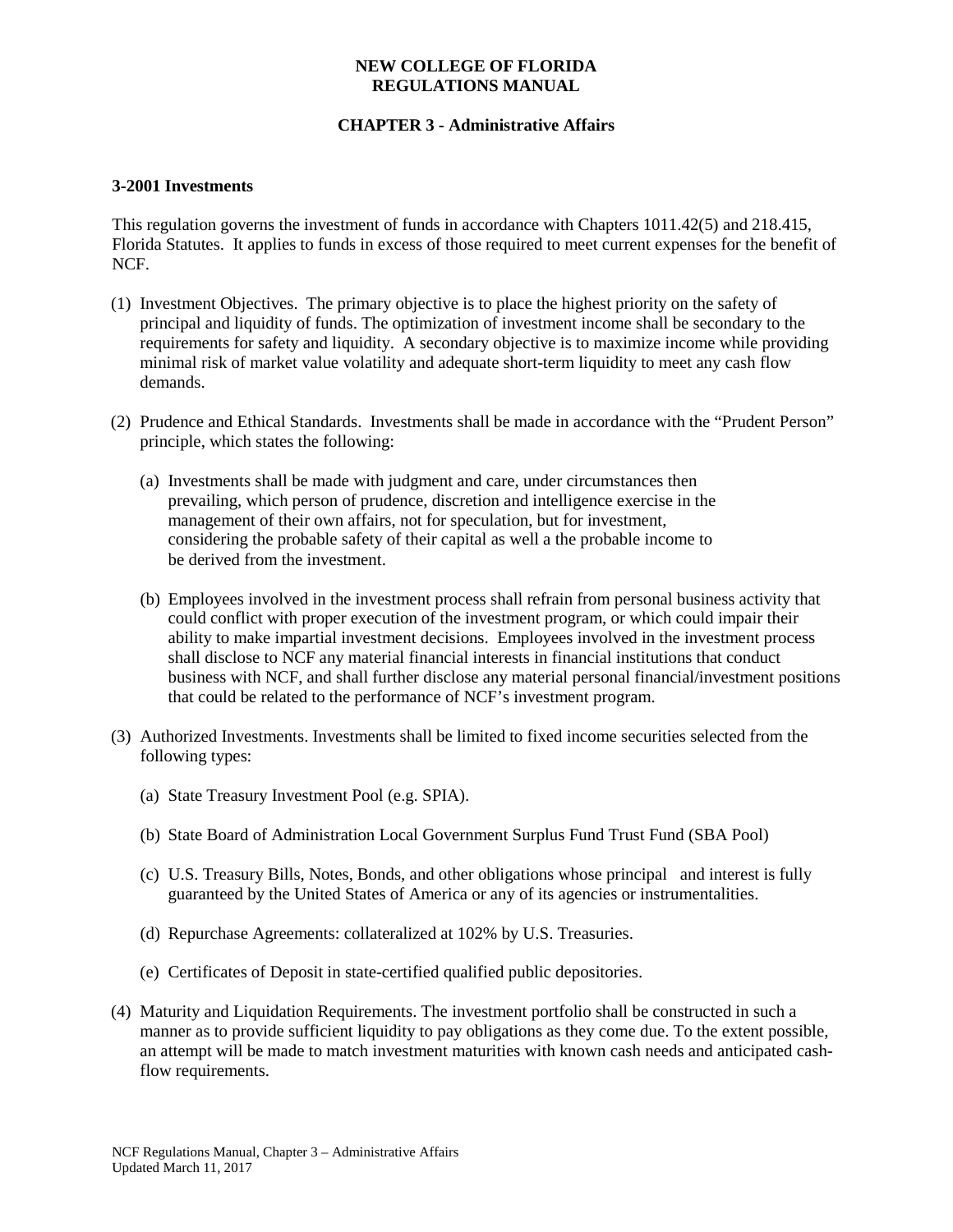# NEW COLLEGE OF FLORIDA
# REGULATIONS MANUAL

## CHAPTER 3 - Administrative Affairs

### 3-2001 Investments

This regulation governs the investment of funds in accordance with Chapters 1011.42(5) and 218.415, Florida Statutes. It applies to funds in excess of those required to meet current expenses for the benefit of NCF.

(1) Investment Objectives. The primary objective is to place the highest priority on the safety of principal and liquidity of funds. The optimization of investment income shall be secondary to the requirements for safety and liquidity. A secondary objective is to maximize income while providing minimal risk of market value volatility and adequate short-term liquidity to meet any cash flow demands.

(2) Prudence and Ethical Standards. Investments shall be made in accordance with the "Prudent Person" principle, which states the following:

   (a) Investments shall be made with judgment and care, under circumstances then prevailing, which person of prudence, discretion and intelligence exercise in the management of their own affairs, not for speculation, but for investment, considering the probable safety of their capital as well a the probable income to be derived from the investment.

   (b) Employees involved in the investment process shall refrain from personal business activity that could conflict with proper execution of the investment program, or which could impair their ability to make impartial investment decisions. Employees involved in the investment process shall disclose to NCF any material financial interests in financial institutions that conduct business with NCF, and shall further disclose any material personal financial/investment positions that could be related to the performance of NCF's investment program.

(3) Authorized Investments. Investments shall be limited to fixed income securities selected from the following types:

   (a) State Treasury Investment Pool (e.g. SPIA).

   (b) State Board of Administration Local Government Surplus Fund Trust Fund (SBA Pool)

   (c) U.S. Treasury Bills, Notes, Bonds, and other obligations whose principal and interest is fully guaranteed by the United States of America or any of its agencies or instrumentalities.

   (d) Repurchase Agreements: collateralized at 102% by U.S. Treasuries.

   (e) Certificates of Deposit in state-certified qualified public depositories.

(4) Maturity and Liquidation Requirements. The investment portfolio shall be constructed in such a manner as to provide sufficient liquidity to pay obligations as they come due. To the extent possible, an attempt will be made to match investment maturities with known cash needs and anticipated cash-flow requirements.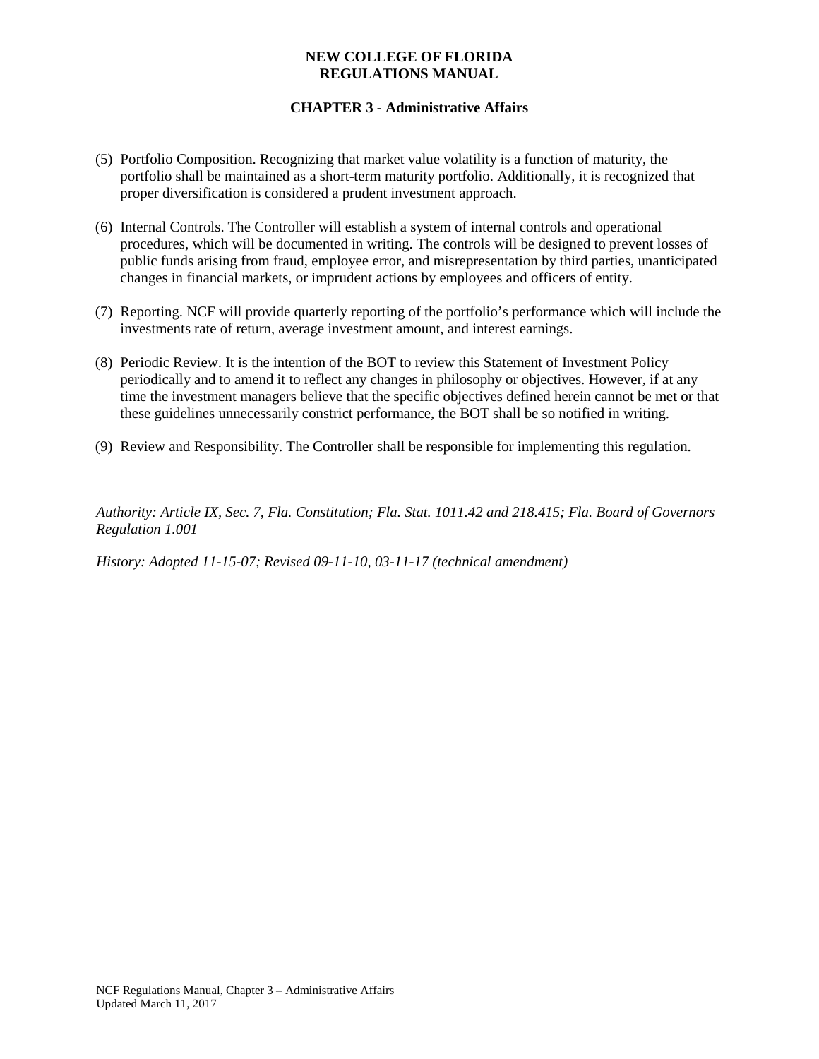(5) Portfolio Composition. Recognizing that market value volatility is a function of maturity, the portfolio shall be maintained as a short-term maturity portfolio. Additionally, it is recognized that proper diversification is considered a prudent investment approach.

(6) Internal Controls. The Controller will establish a system of internal controls and operational procedures, which will be documented in writing. The controls will be designed to prevent losses of public funds arising from fraud, employee error, and misrepresentation by third parties, unanticipated changes in financial markets, or imprudent actions by employees and officers of entity.

(7) Reporting. NCF will provide quarterly reporting of the portfolio's performance which will include the investments rate of return, average investment amount, and interest earnings.

(8) Periodic Review. It is the intention of the BOT to review this Statement of Investment Policy periodically and to amend it to reflect any changes in philosophy or objectives. However, if at any time the investment managers believe that the specific objectives defined herein cannot be met or that these guidelines unnecessarily constrict performance, the BOT shall be so notified in writing.

(9) Review and Responsibility. The Controller shall be responsible for implementing this regulation.

*Authority: Article IX, Sec. 7, Fla. Constitution; Fla. Stat. 1011.42 and 218.415; Fla. Board of Governors Regulation 1.001*

*History: Adopted 11-15-07; Revised 09-11-10, 03-11-17 (technical amendment)*